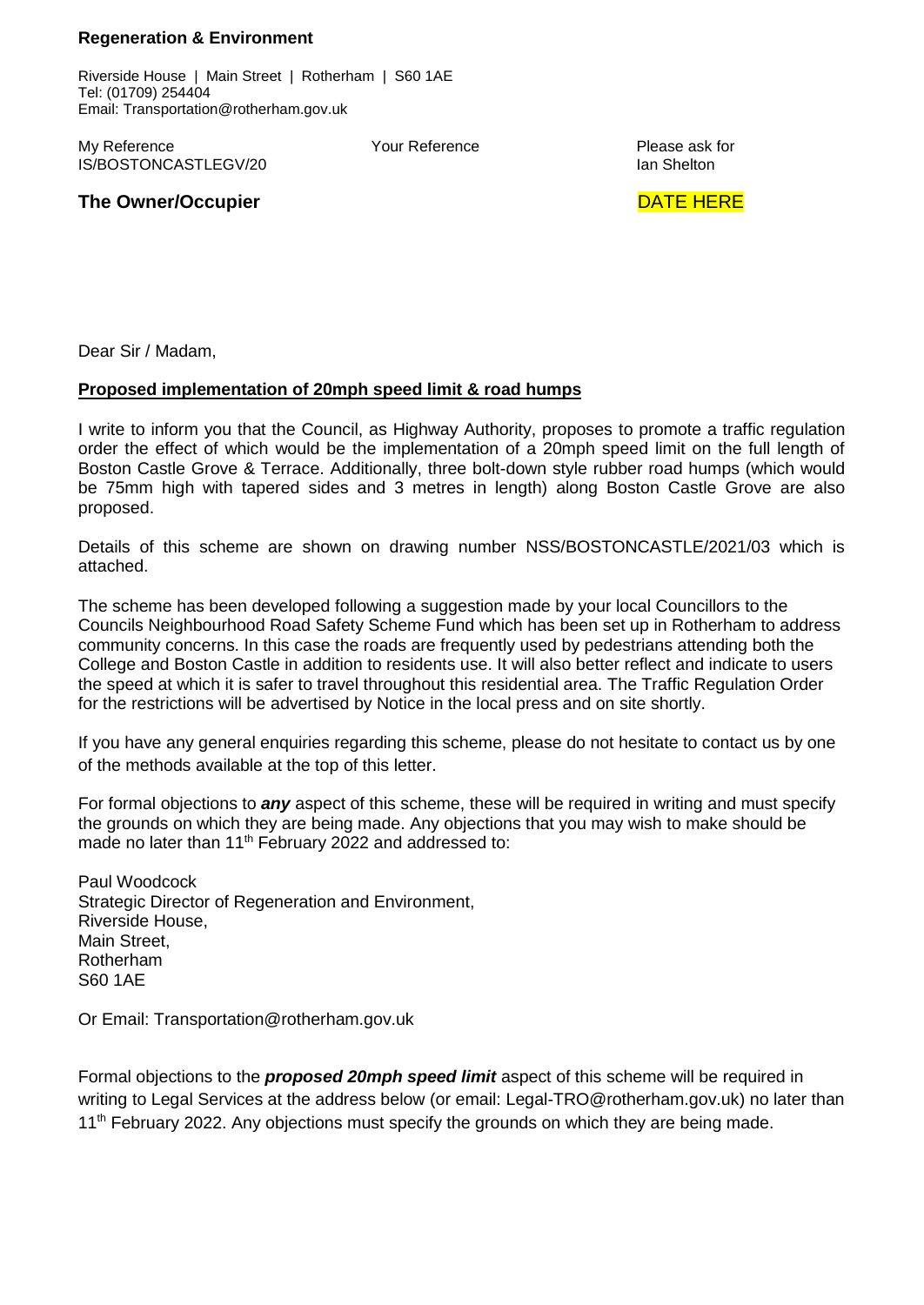**Regeneration & Environment**

Riverside House | Main Street | Rotherham | S60 1AE
Tel: (01709) 254404
Email: Transportation@rotherham.gov.uk

| My Reference | Your Reference | Please ask for |
|---|---|---|
| IS/BOSTONCASTLEGV/20 | | Ian Shelton |

**The Owner/Occupier**

DATE HERE

Dear Sir / Madam,

**Proposed implementation of 20mph speed limit & road humps**

I write to inform you that the Council, as Highway Authority, proposes to promote a traffic regulation order the effect of which would be the implementation of a 20mph speed limit on the full length of Boston Castle Grove & Terrace. Additionally, three bolt-down style rubber road humps (which would be 75mm high with tapered sides and 3 metres in length) along Boston Castle Grove are also proposed.

Details of this scheme are shown on drawing number NSS/BOSTONCASTLE/2021/03 which is attached.

The scheme has been developed following a suggestion made by your local Councillors to the Councils Neighbourhood Road Safety Scheme Fund which has been set up in Rotherham to address community concerns. In this case the roads are frequently used by pedestrians attending both the College and Boston Castle in addition to residents use. It will also better reflect and indicate to users the speed at which it is safer to travel throughout this residential area. The Traffic Regulation Order for the restrictions will be advertised by Notice in the local press and on site shortly.

If you have any general enquiries regarding this scheme, please do not hesitate to contact us by one of the methods available at the top of this letter.

For formal objections to ***any*** aspect of this scheme, these will be required in writing and must specify the grounds on which they are being made. Any objections that you may wish to make should be made no later than 11th February 2022 and addressed to:

Paul Woodcock
Strategic Director of Regeneration and Environment,
Riverside House,
Main Street,
Rotherham
S60 1AE

Or Email: Transportation@rotherham.gov.uk

Formal objections to the ***proposed 20mph speed limit*** aspect of this scheme will be required in writing to Legal Services at the address below (or email: Legal-TRO@rotherham.gov.uk) no later than 11th February 2022. Any objections must specify the grounds on which they are being made.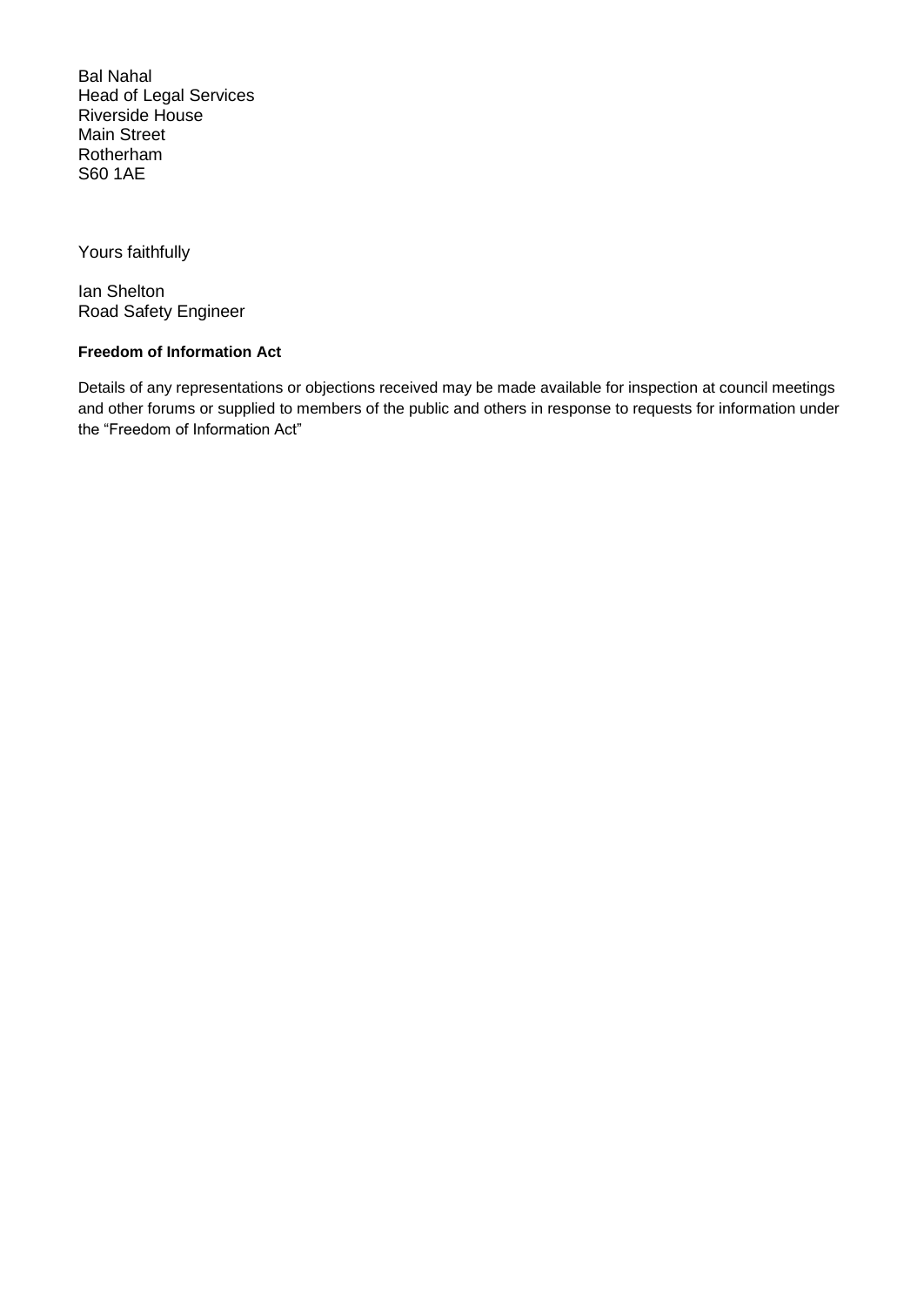Bal Nahal
Head of Legal Services
Riverside House
Main Street
Rotherham
S60 1AE

Yours faithfully

Ian Shelton
Road Safety Engineer

**Freedom of Information Act**

Details of any representations or objections received may be made available for inspection at council meetings and other forums or supplied to members of the public and others in response to requests for information under the "Freedom of Information Act"